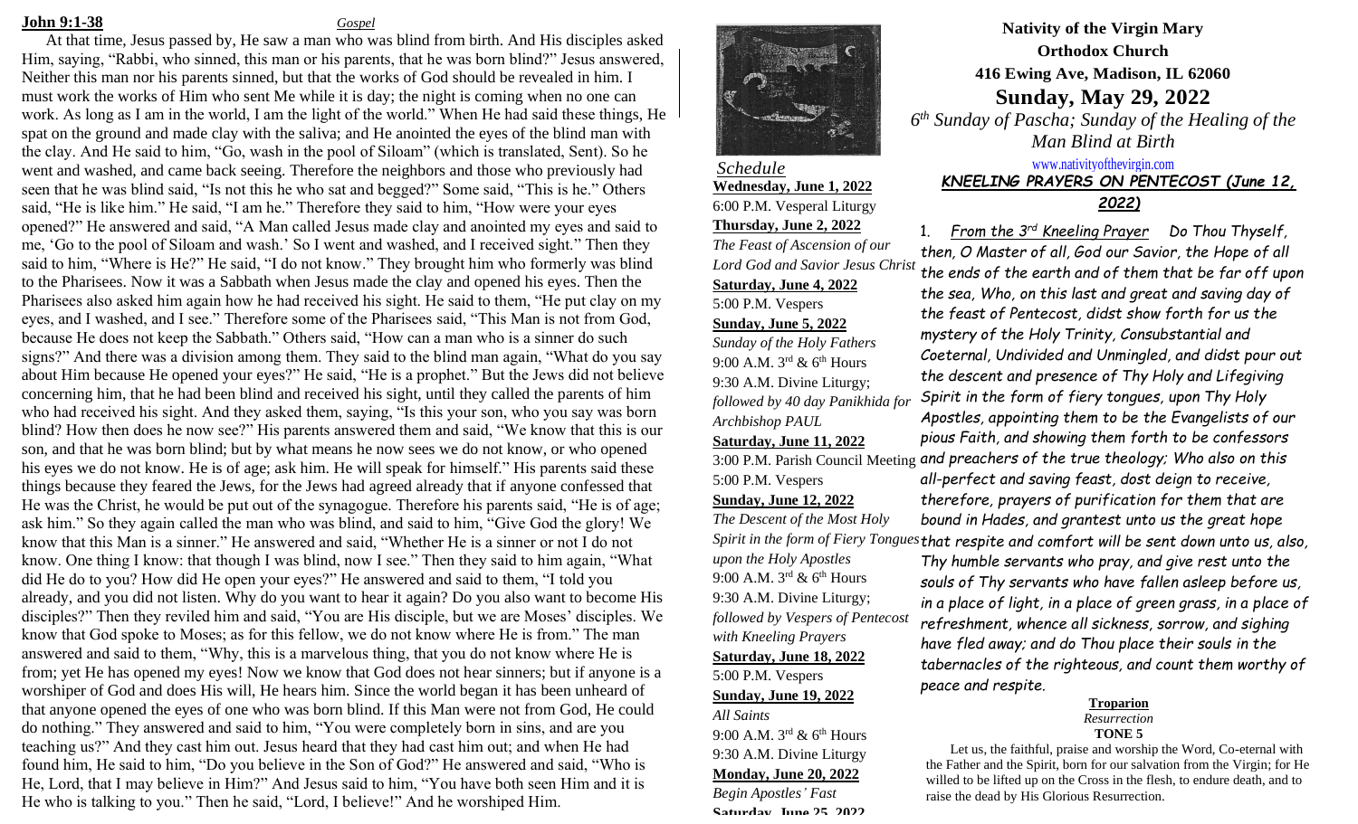**John 9:1-38** *Gospel*

At that time, Jesus passed by, He saw a man who was blind from birth. And His disciples asked Him, saying, "Rabbi, who sinned, this man or his parents, that he was born blind?" Jesus answered, Neither this man nor his parents sinned, but that the works of God should be revealed in him. I must work the works of Him who sent Me while it is day; the night is coming when no one can work. As long as I am in the world, I am the light of the world." When He had said these things, He spat on the ground and made clay with the saliva; and He anointed the eyes of the blind man with the clay. And He said to him, "Go, wash in the pool of Siloam" (which is translated, Sent). So he went and washed, and came back seeing. Therefore the neighbors and those who previously had seen that he was blind said, "Is not this he who sat and begged?" Some said, "This is he." Others said, "He is like him." He said, "I am he." Therefore they said to him, "How were your eyes opened?" He answered and said, "A Man called Jesus made clay and anointed my eyes and said to me, 'Go to the pool of Siloam and wash.' So I went and washed, and I received sight." Then they said to him, "Where is He?" He said, "I do not know." They brought him who formerly was blind to the Pharisees. Now it was a Sabbath when Jesus made the clay and opened his eyes. Then the Pharisees also asked him again how he had received his sight. He said to them, "He put clay on my eyes, and I washed, and I see." Therefore some of the Pharisees said, "This Man is not from God, because He does not keep the Sabbath." Others said, "How can a man who is a sinner do such signs?" And there was a division among them. They said to the blind man again, "What do you say about Him because He opened your eyes?" He said, "He is a prophet." But the Jews did not believe concerning him, that he had been blind and received his sight, until they called the parents of him who had received his sight. And they asked them, saying, "Is this your son, who you say was born blind? How then does he now see?" His parents answered them and said, "We know that this is our son, and that he was born blind; but by what means he now sees we do not know, or who opened his eyes we do not know. He is of age; ask him. He will speak for himself." His parents said these things because they feared the Jews, for the Jews had agreed already that if anyone confessed that He was the Christ, he would be put out of the synagogue. Therefore his parents said, "He is of age; ask him." So they again called the man who was blind, and said to him, "Give God the glory! We know that this Man is a sinner." He answered and said, "Whether He is a sinner or not I do not know. One thing I know: that though I was blind, now I see." Then they said to him again, "What did He do to you? How did He open your eyes?" He answered and said to them, "I told you already, and you did not listen. Why do you want to hear it again? Do you also want to become His disciples?" Then they reviled him and said, "You are His disciple, but we are Moses' disciples. We know that God spoke to Moses; as for this fellow, we do not know where He is from." The man answered and said to them, "Why, this is a marvelous thing, that you do not know where He is from; yet He has opened my eyes! Now we know that God does not hear sinners; but if anyone is a worshiper of God and does His will, He hears him. Since the world began it has been unheard of that anyone opened the eyes of one who was born blind. If this Man were not from God, He could do nothing." They answered and said to him, "You were completely born in sins, and are you teaching us?" And they cast him out. Jesus heard that they had cast him out; and when He had found him, He said to him, "Do you believe in the Son of God?" He answered and said, "Who is He, Lord, that I may believe in Him?" And Jesus said to him, "You have both seen Him and it is He who is talking to you." Then he said, "Lord, I believe!" And he worshiped Him.

*Schedule*

**Wednesday, June 1, 2022**
6:00 P.M. Vesperal Liturgy

**Thursday, June 2, 2022**
*The Feast of Ascension of our Lord God and Savior Jesus Christ*

**Saturday, June 4, 2022**
5:00 P.M. Vespers

**Sunday, June 5, 2022**
*Sunday of the Holy Fathers*
9:00 A.M. 3rd & 6th Hours
9:30 A.M. Divine Liturgy;
*followed by 40 day Panikhida for Archbishop PAUL*

**Saturday, June 11, 2022**
3:00 P.M. Parish Council Meeting
5:00 P.M. Vespers

**Sunday, June 12, 2022**
*The Descent of the Most Holy Spirit in the form of Fiery Tongues upon the Holy Apostles*
9:00 A.M. 3rd & 6th Hours
9:30 A.M. Divine Liturgy;
*followed by Vespers of Pentecost with Kneeling Prayers*

**Saturday, June 18, 2022**
5:00 P.M. Vespers

**Sunday, June 19, 2022**
*All Saints*
9:00 A.M. 3rd & 6th Hours
9:30 A.M. Divine Liturgy

**Monday, June 20, 2022**
*Begin Apostles' Fast*

**Saturday, June 25, 2022**

# Nativity of the Virgin Mary Orthodox Church

**416 Ewing Ave, Madison, IL 62060**

## Sunday, May 29, 2022

*6th Sunday of Pascha; Sunday of the Healing of the Man Blind at Birth*

www.nativityofthevirgin.com

***KNEELING PRAYERS ON PENTECOST (June 12, 2022)***

*1. From the 3rd Kneeling Prayer Do Thou Thyself, then, O Master of all, God our Savior, the Hope of all the ends of the earth and of them that be far off upon the sea, Who, on this last and great and saving day of the feast of Pentecost, didst show forth for us the mystery of the Holy Trinity, Consubstantial and Coeternal, Undivided and Unmingled, and didst pour out the descent and presence of Thy Holy and Lifegiving Spirit in the form of fiery tongues, upon Thy Holy Apostles, appointing them to be the Evangelists of our pious Faith, and showing them forth to be confessors and preachers of the true theology; Who also on this all-perfect and saving feast, dost deign to receive, therefore, prayers of purification for them that are bound in Hades, and grantest unto us the great hope that respite and comfort will be sent down unto us, also, Thy humble servants who pray, and give rest unto the souls of Thy servants who have fallen asleep before us, in a place of light, in a place of green grass, in a place of refreshment, whence all sickness, sorrow, and sighing have fled away; and do Thou place their souls in the tabernacles of the righteous, and count them worthy of peace and respite.*

**Troparion**
*Resurrection*
**TONE 5**

Let us, the faithful, praise and worship the Word, Co-eternal with the Father and the Spirit, born for our salvation from the Virgin; for He willed to be lifted up on the Cross in the flesh, to endure death, and to raise the dead by His Glorious Resurrection.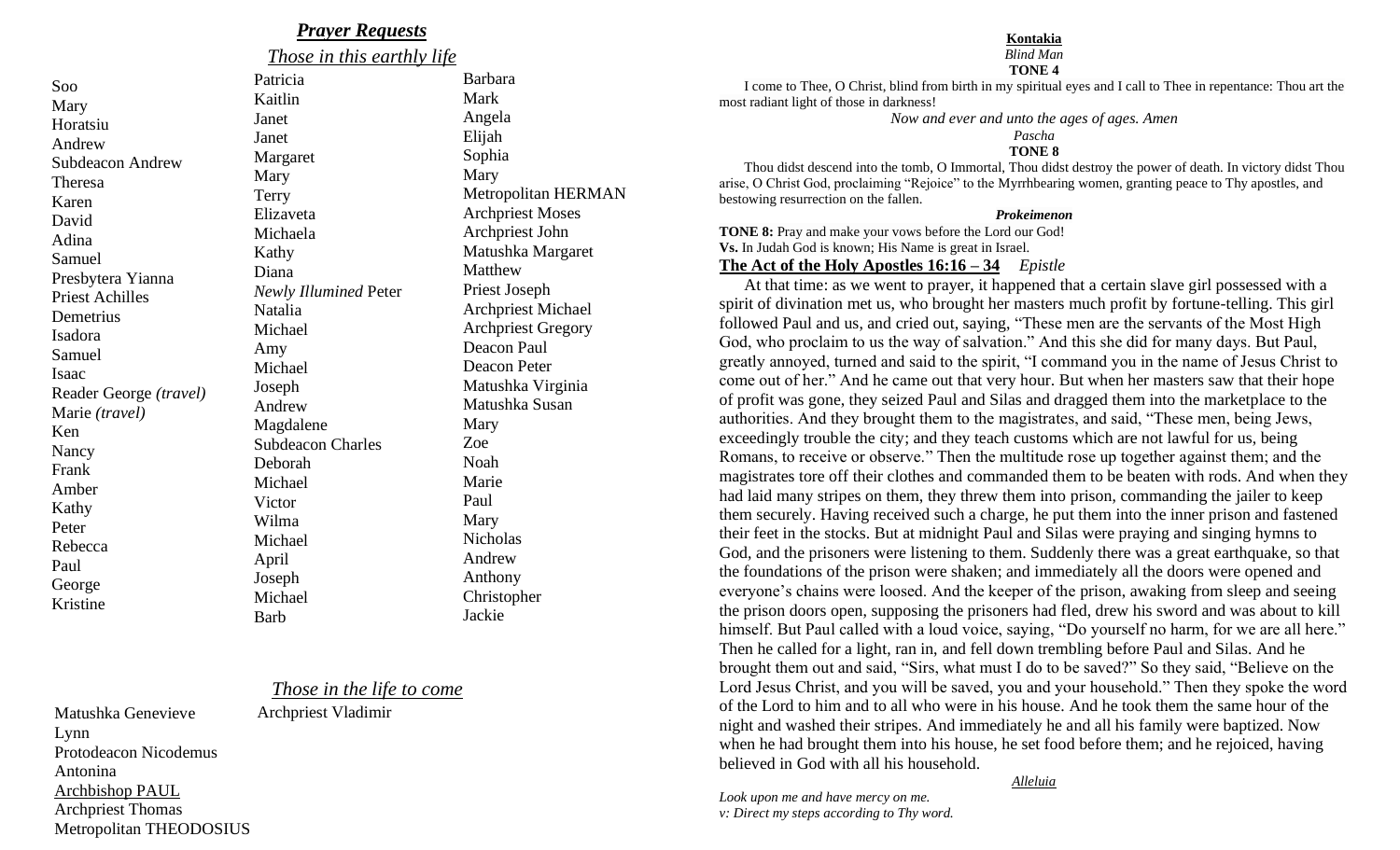## *Prayer Requests*

### *Those in this earthly life*

Soo
Mary
Horatsiu
Andrew
Subdeacon Andrew
Theresa
Karen
David
Adina
Samuel
Presbytera Yianna
Priest Achilles
Demetrius
Isadora
Samuel
Isaac
Reader George *(travel)*
Marie *(travel)*
Ken
Nancy
Frank
Amber
Kathy
Peter
Rebecca
Paul
George
Kristine

Patricia
Kaitlin
Janet
Janet
Margaret
Mary
Terry
Elizaveta
Michaela
Kathy
Diana
*Newly Illumined* Peter
Natalia
Michael
Amy
Michael
Joseph
Andrew
Magdalene
Subdeacon Charles
Deborah
Michael
Victor
Wilma
Michael
April
Joseph
Michael
Barb

Barbara
Mark
Angela
Elijah
Sophia
Mary
Metropolitan HERMAN
Archpriest Moses
Archpriest John
Matushka Margaret
Matthew
Priest Joseph
Archpriest Michael
Archpriest Gregory
Deacon Paul
Deacon Peter
Matushka Virginia
Matushka Susan
Mary
Zoe
Noah
Marie
Paul
Mary
Nicholas
Andrew
Anthony
Christopher
Jackie

### *Those in the life to come*

Matushka Genevieve
Lynn
Protodeacon Nicodemus
Antonina
Archbishop PAUL
Archpriest Thomas
Metropolitan THEODOSIUS
Archpriest Vladimir

**Kontakia**

*Blind Man*

**TONE 4**

I come to Thee, O Christ, blind from birth in my spiritual eyes and I call to Thee in repentance: Thou art the most radiant light of those in darkness!

*Now and ever and unto the ages of ages. Amen*

*Pascha*

**TONE 8**

Thou didst descend into the tomb, O Immortal, Thou didst destroy the power of death. In victory didst Thou arise, O Christ God, proclaiming "Rejoice" to the Myrrhbearing women, granting peace to Thy apostles, and bestowing resurrection on the fallen.

***Prokeimenon***

**TONE 8:** Pray and make your vows before the Lord our God!
**Vs.** In Judah God is known; His Name is great in Israel.

**The Act of the Holy Apostles 16:16 – 34** *Epistle*

At that time: as we went to prayer, it happened that a certain slave girl possessed with a spirit of divination met us, who brought her masters much profit by fortune-telling. This girl followed Paul and us, and cried out, saying, "These men are the servants of the Most High God, who proclaim to us the way of salvation." And this she did for many days. But Paul, greatly annoyed, turned and said to the spirit, "I command you in the name of Jesus Christ to come out of her." And he came out that very hour. But when her masters saw that their hope of profit was gone, they seized Paul and Silas and dragged them into the marketplace to the authorities. And they brought them to the magistrates, and said, "These men, being Jews, exceedingly trouble the city; and they teach customs which are not lawful for us, being Romans, to receive or observe." Then the multitude rose up together against them; and the magistrates tore off their clothes and commanded them to be beaten with rods. And when they had laid many stripes on them, they threw them into prison, commanding the jailer to keep them securely. Having received such a charge, he put them into the inner prison and fastened their feet in the stocks. But at midnight Paul and Silas were praying and singing hymns to God, and the prisoners were listening to them. Suddenly there was a great earthquake, so that the foundations of the prison were shaken; and immediately all the doors were opened and everyone's chains were loosed. And the keeper of the prison, awaking from sleep and seeing the prison doors open, supposing the prisoners had fled, drew his sword and was about to kill himself. But Paul called with a loud voice, saying, "Do yourself no harm, for we are all here." Then he called for a light, ran in, and fell down trembling before Paul and Silas. And he brought them out and said, "Sirs, what must I do to be saved?" So they said, "Believe on the Lord Jesus Christ, and you will be saved, you and your household." Then they spoke the word of the Lord to him and to all who were in his house. And he took them the same hour of the night and washed their stripes. And immediately he and all his family were baptized. Now when he had brought them into his house, he set food before them; and he rejoiced, having believed in God with all his household.

*Alleluia*

*Look upon me and have mercy on me.*
*v: Direct my steps according to Thy word.*